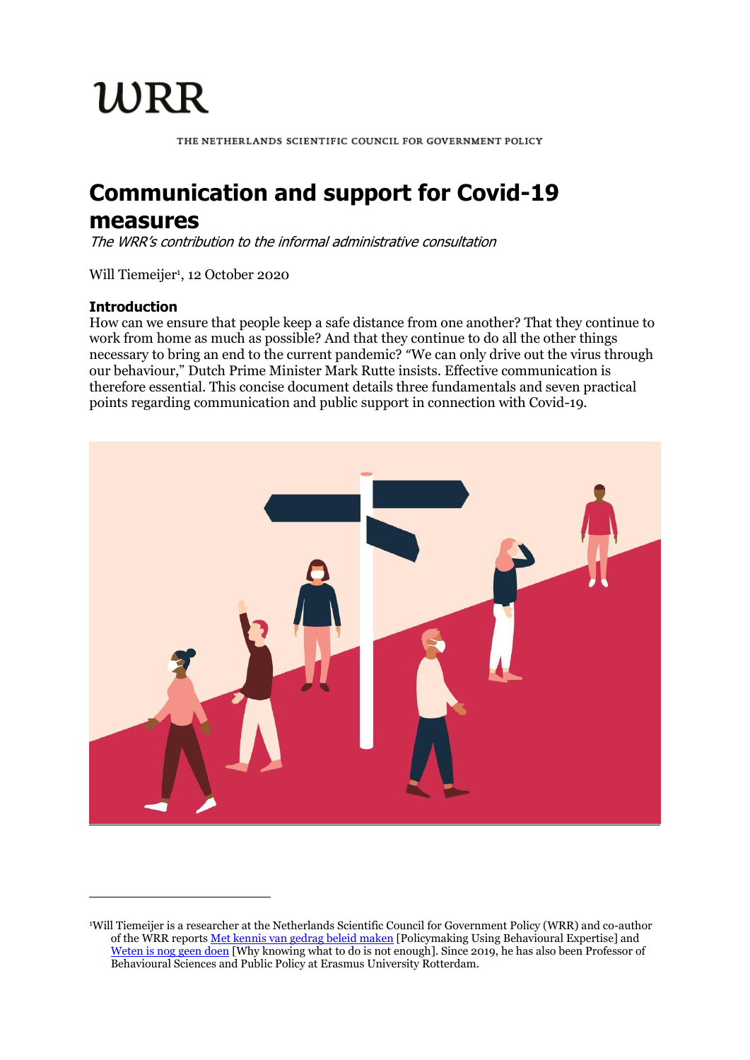# WRR

THE NETHERLANDS SCIENTIFIC COUNCIL FOR GOVERNMENT POLICY

# Communication and support for Covid-19 measures

*The WRR's contribution to the informal administrative consultation*

Will Tiemeijer[1], 12 October 2020

## Introduction

How can we ensure that people keep a safe distance from one another? That they continue to work from home as much as possible? And that they continue to do all the other things necessary to bring an end to the current pandemic? "We can only drive out the virus through our behaviour," Dutch Prime Minister Mark Rutte insists. Effective communication is therefore essential. This concise document details three fundamentals and seven practical points regarding communication and public support in connection with Covid-19.

---

[1] Will Tiemeijer is a researcher at the Netherlands Scientific Council for Government Policy (WRR) and co-author of the WRR reports Met kennis van gedrag beleid maken [Policymaking Using Behavioural Expertise] and Weten is nog geen doen [Why knowing what to do is not enough]. Since 2019, he has also been Professor of Behavioural Sciences and Public Policy at Erasmus University Rotterdam.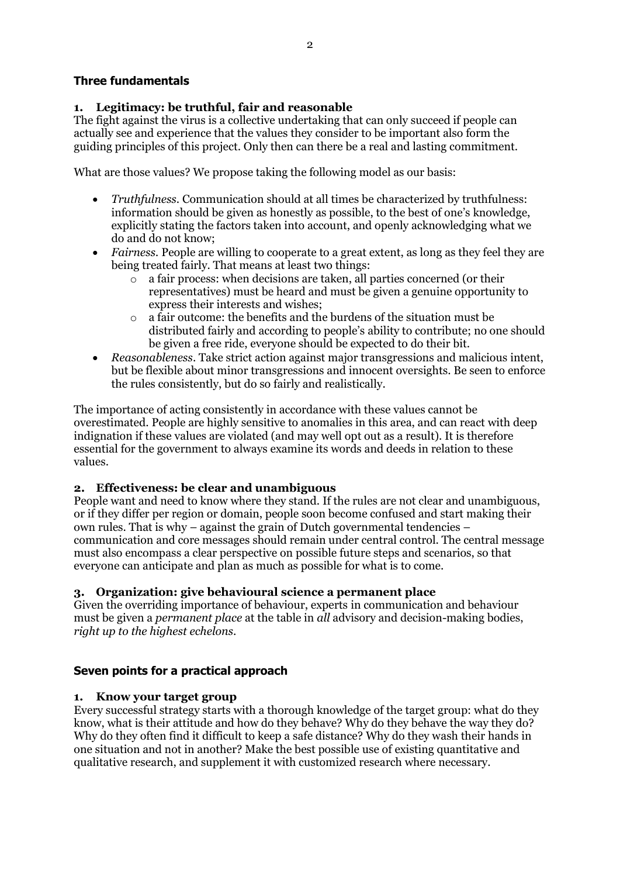## Three fundamentals

### 1. Legitimacy: be truthful, fair and reasonable

The fight against the virus is a collective undertaking that can only succeed if people can actually see and experience that the values they consider to be important also form the guiding principles of this project. Only then can there be a real and lasting commitment.

What are those values? We propose taking the following model as our basis:

- *Truthfulness*. Communication should at all times be characterized by truthfulness: information should be given as honestly as possible, to the best of one's knowledge, explicitly stating the factors taken into account, and openly acknowledging what we do and do not know;
- *Fairness*. People are willing to cooperate to a great extent, as long as they feel they are being treated fairly. That means at least two things:
  - a fair process: when decisions are taken, all parties concerned (or their representatives) must be heard and must be given a genuine opportunity to express their interests and wishes;
  - a fair outcome: the benefits and the burdens of the situation must be distributed fairly and according to people's ability to contribute; no one should be given a free ride, everyone should be expected to do their bit.
- *Reasonableness*. Take strict action against major transgressions and malicious intent, but be flexible about minor transgressions and innocent oversights. Be seen to enforce the rules consistently, but do so fairly and realistically.

The importance of acting consistently in accordance with these values cannot be overestimated. People are highly sensitive to anomalies in this area, and can react with deep indignation if these values are violated (and may well opt out as a result). It is therefore essential for the government to always examine its words and deeds in relation to these values.

### 2. Effectiveness: be clear and unambiguous

People want and need to know where they stand. If the rules are not clear and unambiguous, or if they differ per region or domain, people soon become confused and start making their own rules. That is why – against the grain of Dutch governmental tendencies – communication and core messages should remain under central control. The central message must also encompass a clear perspective on possible future steps and scenarios, so that everyone can anticipate and plan as much as possible for what is to come.

### 3. Organization: give behavioural science a permanent place

Given the overriding importance of behaviour, experts in communication and behaviour must be given a *permanent place* at the table in *all* advisory and decision-making bodies, *right up to the highest echelons*.

## Seven points for a practical approach

### 1. Know your target group

Every successful strategy starts with a thorough knowledge of the target group: what do they know, what is their attitude and how do they behave? Why do they behave the way they do? Why do they often find it difficult to keep a safe distance? Why do they wash their hands in one situation and not in another? Make the best possible use of existing quantitative and qualitative research, and supplement it with customized research where necessary.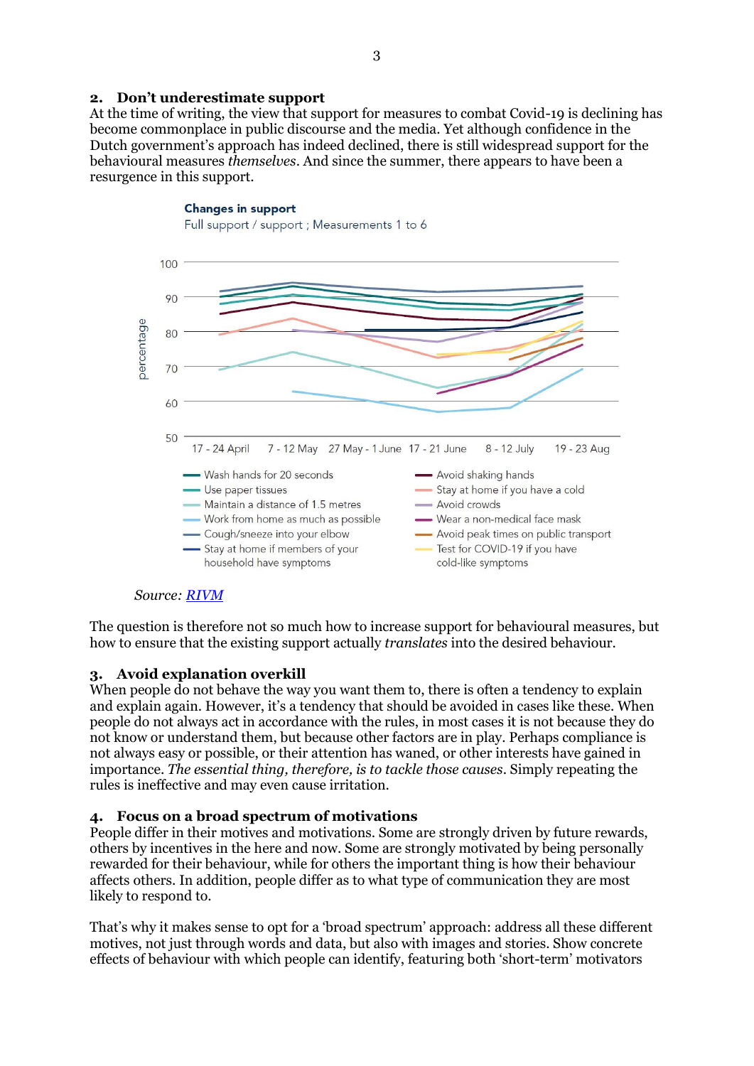## 2. Don't underestimate support

At the time of writing, the view that support for measures to combat Covid-19 is declining has become commonplace in public discourse and the media. Yet although confidence in the Dutch government's approach has indeed declined, there is still widespread support for the behavioural measures *themselves*. And since the summer, there appears to have been a resurgence in this support.

**Changes in support**

Full support / support ; Measurements 1 to 6

Source: RIVM

The question is therefore not so much how to increase support for behavioural measures, but how to ensure that the existing support actually *translates* into the desired behaviour.

## 3. Avoid explanation overkill

When people do not behave the way you want them to, there is often a tendency to explain and explain again. However, it's a tendency that should be avoided in cases like these. When people do not always act in accordance with the rules, in most cases it is not because they do not know or understand them, but because other factors are in play. Perhaps compliance is not always easy or possible, or their attention has waned, or other interests have gained in importance. *The essential thing, therefore, is to tackle those causes*. Simply repeating the rules is ineffective and may even cause irritation.

## 4. Focus on a broad spectrum of motivations

People differ in their motives and motivations. Some are strongly driven by future rewards, others by incentives in the here and now. Some are strongly motivated by being personally rewarded for their behaviour, while for others the important thing is how their behaviour affects others. In addition, people differ as to what type of communication they are most likely to respond to.

That's why it makes sense to opt for a 'broad spectrum' approach: address all these different motives, not just through words and data, but also with images and stories. Show concrete effects of behaviour with which people can identify, featuring both 'short-term' motivators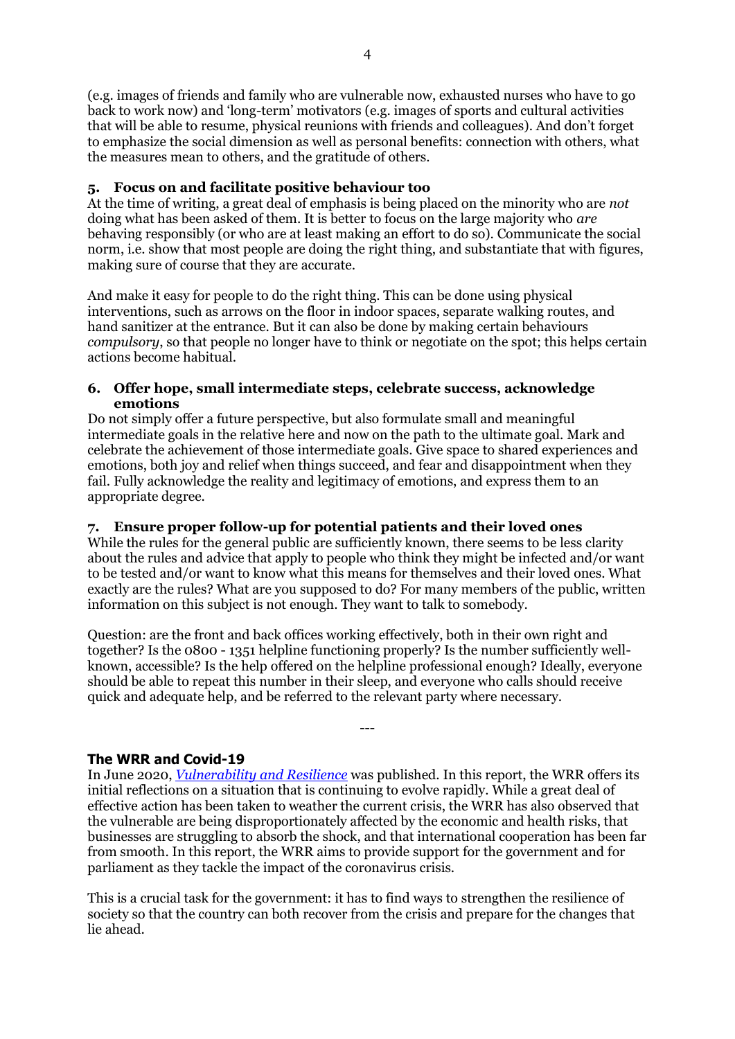(e.g. images of friends and family who are vulnerable now, exhausted nurses who have to go back to work now) and 'long-term' motivators (e.g. images of sports and cultural activities that will be able to resume, physical reunions with friends and colleagues). And don't forget to emphasize the social dimension as well as personal benefits: connection with others, what the measures mean to others, and the gratitude of others.

### 5. Focus on and facilitate positive behaviour too

At the time of writing, a great deal of emphasis is being placed on the minority who are *not* doing what has been asked of them. It is better to focus on the large majority who *are* behaving responsibly (or who are at least making an effort to do so). Communicate the social norm, i.e. show that most people are doing the right thing, and substantiate that with figures, making sure of course that they are accurate.

And make it easy for people to do the right thing. This can be done using physical interventions, such as arrows on the floor in indoor spaces, separate walking routes, and hand sanitizer at the entrance. But it can also be done by making certain behaviours *compulsory*, so that people no longer have to think or negotiate on the spot; this helps certain actions become habitual.

### 6. Offer hope, small intermediate steps, celebrate success, acknowledge emotions

Do not simply offer a future perspective, but also formulate small and meaningful intermediate goals in the relative here and now on the path to the ultimate goal. Mark and celebrate the achievement of those intermediate goals. Give space to shared experiences and emotions, both joy and relief when things succeed, and fear and disappointment when they fail. Fully acknowledge the reality and legitimacy of emotions, and express them to an appropriate degree.

### 7. Ensure proper follow-up for potential patients and their loved ones

While the rules for the general public are sufficiently known, there seems to be less clarity about the rules and advice that apply to people who think they might be infected and/or want to be tested and/or want to know what this means for themselves and their loved ones. What exactly are the rules? What are you supposed to do? For many members of the public, written information on this subject is not enough. They want to talk to somebody.

Question: are the front and back offices working effectively, both in their own right and together? Is the 0800 - 1351 helpline functioning properly? Is the number sufficiently well-known, accessible? Is the help offered on the helpline professional enough? Ideally, everyone should be able to repeat this number in their sleep, and everyone who calls should receive quick and adequate help, and be referred to the relevant party where necessary.

---

## The WRR and Covid-19

In June 2020, *Vulnerability and Resilience* was published. In this report, the WRR offers its initial reflections on a situation that is continuing to evolve rapidly. While a great deal of effective action has been taken to weather the current crisis, the WRR has also observed that the vulnerable are being disproportionately affected by the economic and health risks, that businesses are struggling to absorb the shock, and that international cooperation has been far from smooth. In this report, the WRR aims to provide support for the government and for parliament as they tackle the impact of the coronavirus crisis.

This is a crucial task for the government: it has to find ways to strengthen the resilience of society so that the country can both recover from the crisis and prepare for the changes that lie ahead.